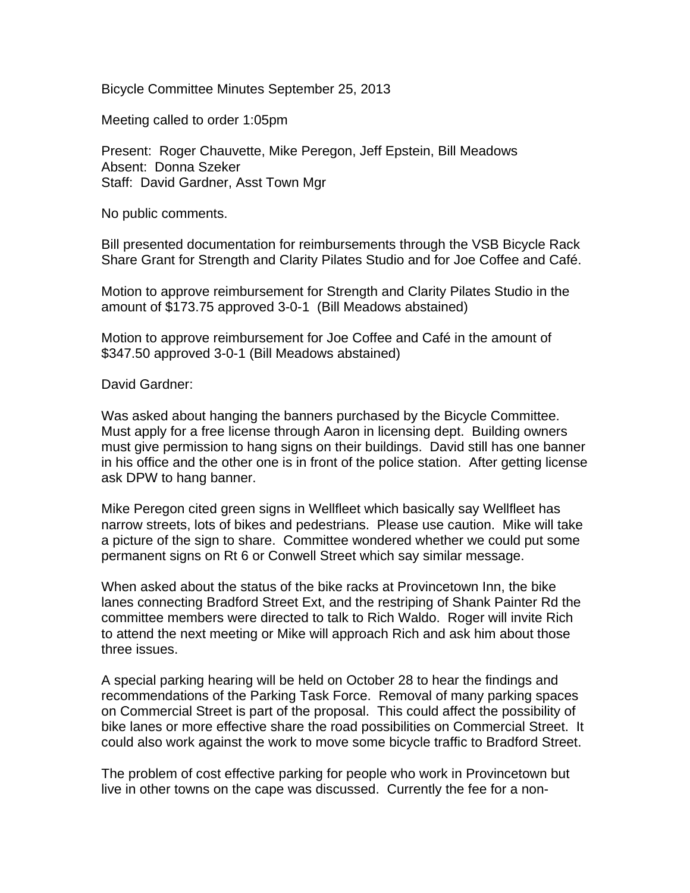Bicycle Committee Minutes September 25, 2013

Meeting called to order 1:05pm

Present: Roger Chauvette, Mike Peregon, Jeff Epstein, Bill Meadows
Absent: Donna Szeker
Staff: David Gardner, Asst Town Mgr

No public comments.

Bill presented documentation for reimbursements through the VSB Bicycle Rack Share Grant for Strength and Clarity Pilates Studio and for Joe Coffee and Café.

Motion to approve reimbursement for Strength and Clarity Pilates Studio in the amount of $173.75 approved 3-0-1 (Bill Meadows abstained)

Motion to approve reimbursement for Joe Coffee and Café in the amount of $347.50 approved 3-0-1 (Bill Meadows abstained)

David Gardner:

Was asked about hanging the banners purchased by the Bicycle Committee. Must apply for a free license through Aaron in licensing dept. Building owners must give permission to hang signs on their buildings. David still has one banner in his office and the other one is in front of the police station. After getting license ask DPW to hang banner.

Mike Peregon cited green signs in Wellfleet which basically say Wellfleet has narrow streets, lots of bikes and pedestrians. Please use caution. Mike will take a picture of the sign to share. Committee wondered whether we could put some permanent signs on Rt 6 or Conwell Street which say similar message.

When asked about the status of the bike racks at Provincetown Inn, the bike lanes connecting Bradford Street Ext, and the restriping of Shank Painter Rd the committee members were directed to talk to Rich Waldo. Roger will invite Rich to attend the next meeting or Mike will approach Rich and ask him about those three issues.

A special parking hearing will be held on October 28 to hear the findings and recommendations of the Parking Task Force. Removal of many parking spaces on Commercial Street is part of the proposal. This could affect the possibility of bike lanes or more effective share the road possibilities on Commercial Street. It could also work against the work to move some bicycle traffic to Bradford Street.

The problem of cost effective parking for people who work in Provincetown but live in other towns on the cape was discussed. Currently the fee for a non-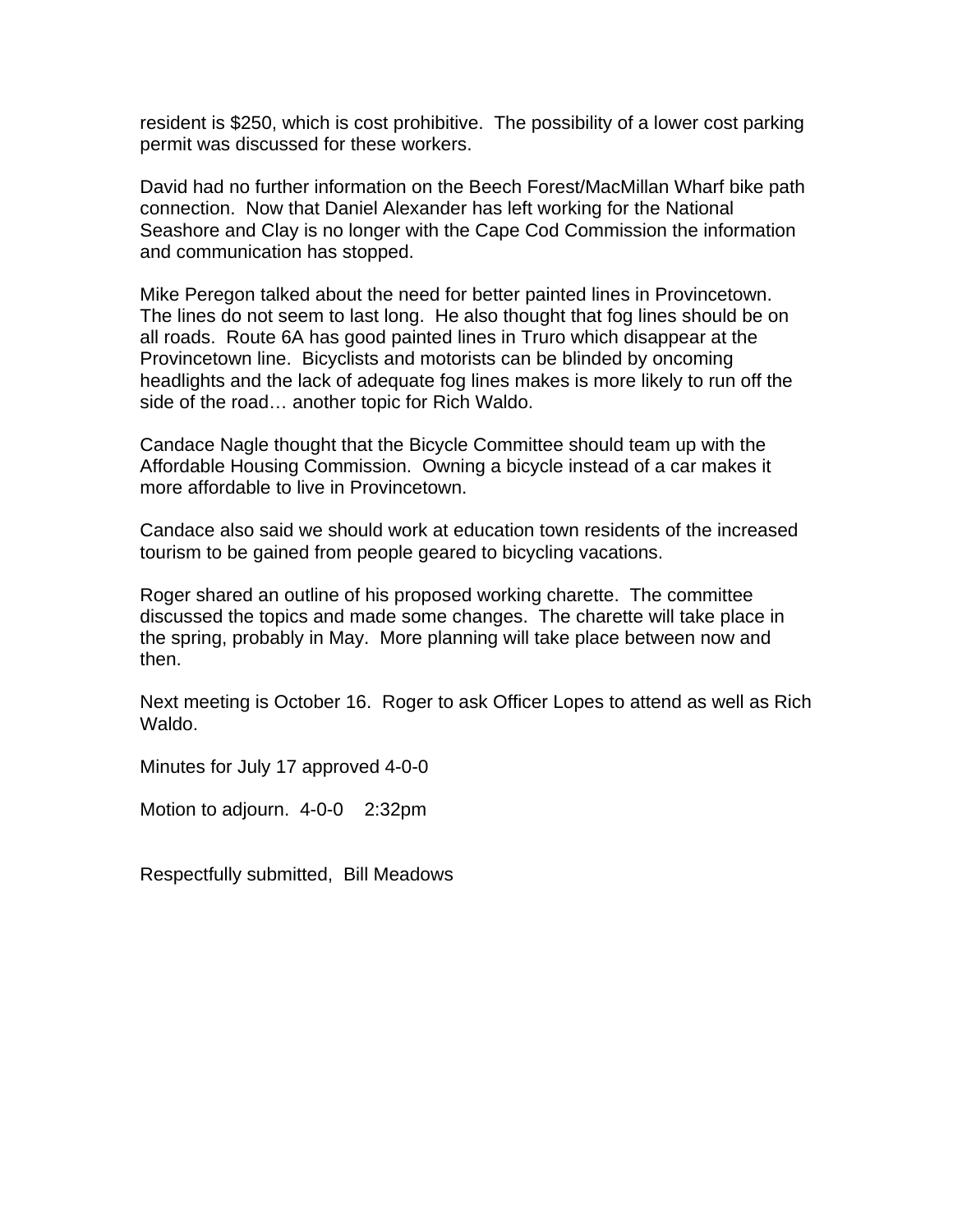resident is $250, which is cost prohibitive. The possibility of a lower cost parking permit was discussed for these workers.

David had no further information on the Beech Forest/MacMillan Wharf bike path connection. Now that Daniel Alexander has left working for the National Seashore and Clay is no longer with the Cape Cod Commission the information and communication has stopped.

Mike Peregon talked about the need for better painted lines in Provincetown. The lines do not seem to last long. He also thought that fog lines should be on all roads. Route 6A has good painted lines in Truro which disappear at the Provincetown line. Bicyclists and motorists can be blinded by oncoming headlights and the lack of adequate fog lines makes is more likely to run off the side of the road… another topic for Rich Waldo.

Candace Nagle thought that the Bicycle Committee should team up with the Affordable Housing Commission. Owning a bicycle instead of a car makes it more affordable to live in Provincetown.

Candace also said we should work at education town residents of the increased tourism to be gained from people geared to bicycling vacations.

Roger shared an outline of his proposed working charette. The committee discussed the topics and made some changes. The charette will take place in the spring, probably in May. More planning will take place between now and then.

Next meeting is October 16. Roger to ask Officer Lopes to attend as well as Rich Waldo.

Minutes for July 17 approved 4-0-0

Motion to adjourn. 4-0-0 2:32pm

Respectfully submitted, Bill Meadows